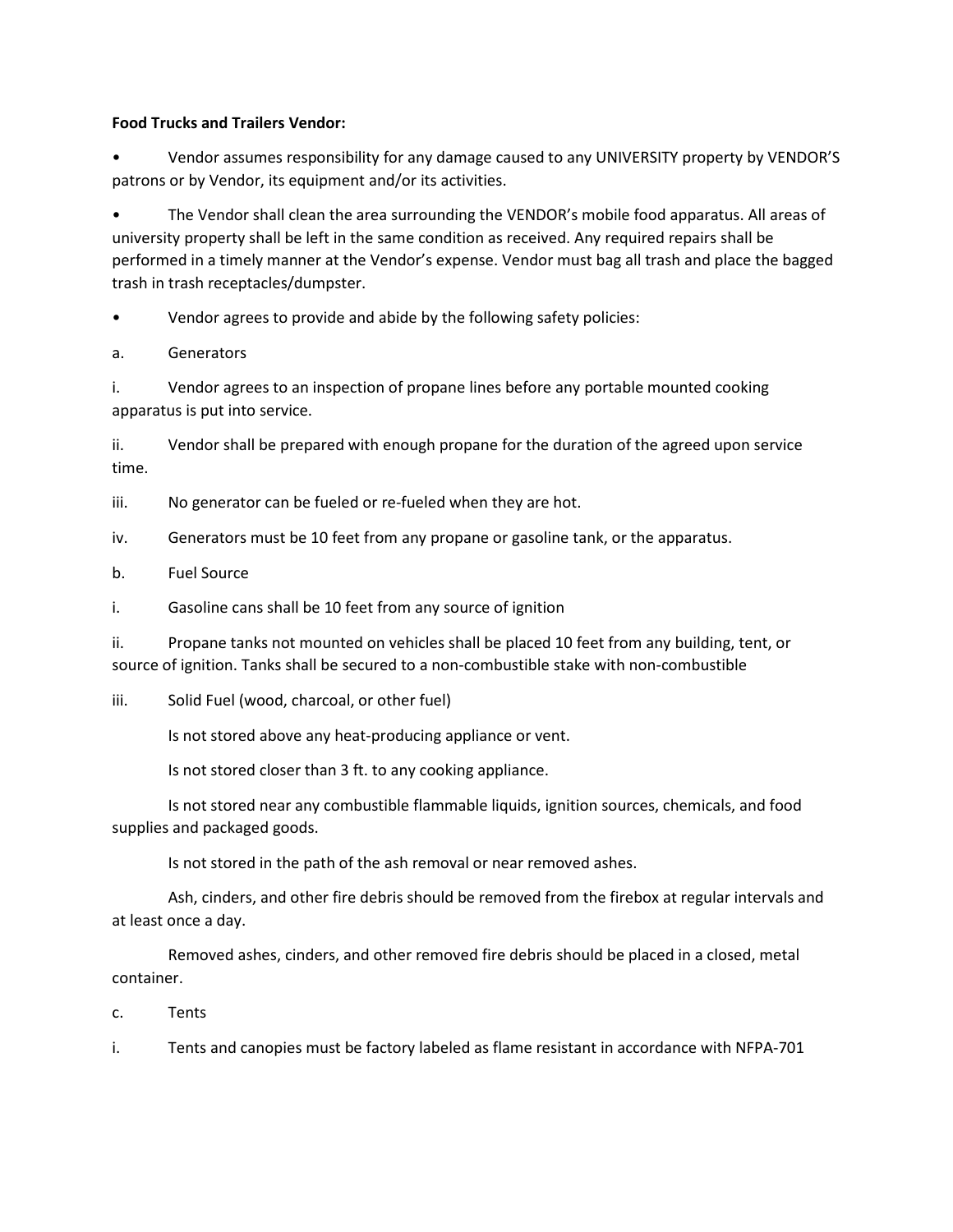**Food Trucks and Trailers Vendor:**

- Vendor assumes responsibility for any damage caused to any UNIVERSITY property by VENDOR'S patrons or by Vendor, its equipment and/or its activities.
- The Vendor shall clean the area surrounding the VENDOR's mobile food apparatus. All areas of university property shall be left in the same condition as received. Any required repairs shall be performed in a timely manner at the Vendor's expense. Vendor must bag all trash and place the bagged trash in trash receptacles/dumpster.
- Vendor agrees to provide and abide by the following safety policies:

a. Generators

i. Vendor agrees to an inspection of propane lines before any portable mounted cooking apparatus is put into service.

ii. Vendor shall be prepared with enough propane for the duration of the agreed upon service time.

iii. No generator can be fueled or re-fueled when they are hot.

iv. Generators must be 10 feet from any propane or gasoline tank, or the apparatus.

b. Fuel Source

i. Gasoline cans shall be 10 feet from any source of ignition

ii. Propane tanks not mounted on vehicles shall be placed 10 feet from any building, tent, or source of ignition. Tanks shall be secured to a non-combustible stake with non-combustible

iii. Solid Fuel (wood, charcoal, or other fuel)

Is not stored above any heat-producing appliance or vent.

Is not stored closer than 3 ft. to any cooking appliance.

Is not stored near any combustible flammable liquids, ignition sources, chemicals, and food supplies and packaged goods.

Is not stored in the path of the ash removal or near removed ashes.

Ash, cinders, and other fire debris should be removed from the firebox at regular intervals and at least once a day.

Removed ashes, cinders, and other removed fire debris should be placed in a closed, metal container.

c. Tents

i. Tents and canopies must be factory labeled as flame resistant in accordance with NFPA-701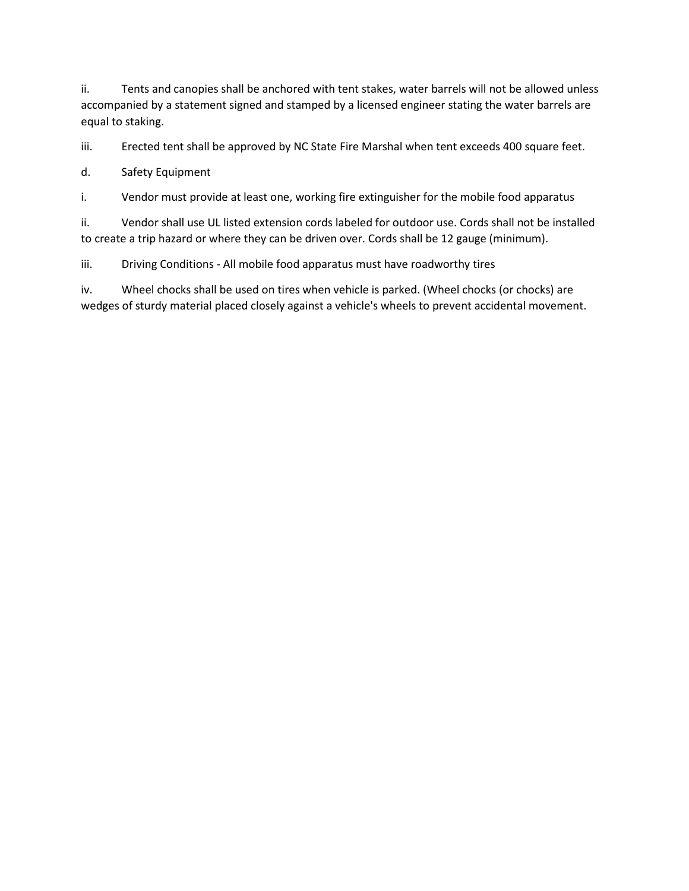ii. Tents and canopies shall be anchored with tent stakes, water barrels will not be allowed unless accompanied by a statement signed and stamped by a licensed engineer stating the water barrels are equal to staking.

iii. Erected tent shall be approved by NC State Fire Marshal when tent exceeds 400 square feet.

d. Safety Equipment

i. Vendor must provide at least one, working fire extinguisher for the mobile food apparatus

ii. Vendor shall use UL listed extension cords labeled for outdoor use. Cords shall not be installed to create a trip hazard or where they can be driven over. Cords shall be 12 gauge (minimum).

iii. Driving Conditions - All mobile food apparatus must have roadworthy tires

iv. Wheel chocks shall be used on tires when vehicle is parked. (Wheel chocks (or chocks) are wedges of sturdy material placed closely against a vehicle's wheels to prevent accidental movement.